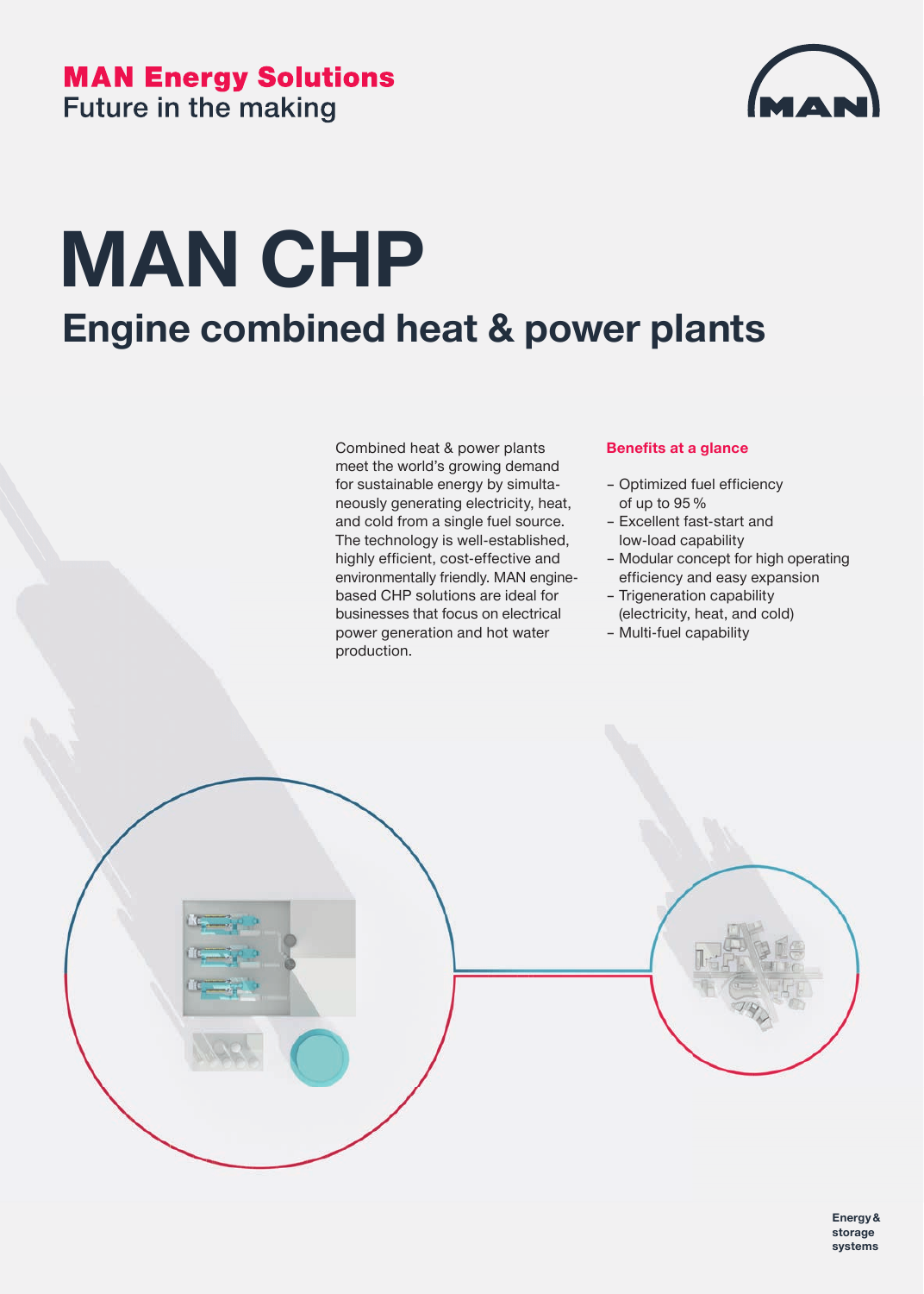MAN Energy Solutions

Future in the making

# MAN CHP

## Engine combined heat & power plants

Combined heat & power plants meet the world's growing demand for sustainable energy by simultaneously generating electricity, heat, and cold from a single fuel source. The technology is well-established, highly efficient, cost-effective and environmentally friendly. MAN engine-based CHP solutions are ideal for businesses that focus on electrical power generation and hot water production.

**Benefits at a glance**

- Optimized fuel efficiency of up to 95 %
- Excellent fast-start and low-load capability
- Modular concept for high operating efficiency and easy expansion
- Trigeneration capability (electricity, heat, and cold)
- Multi-fuel capability

Energy & storage systems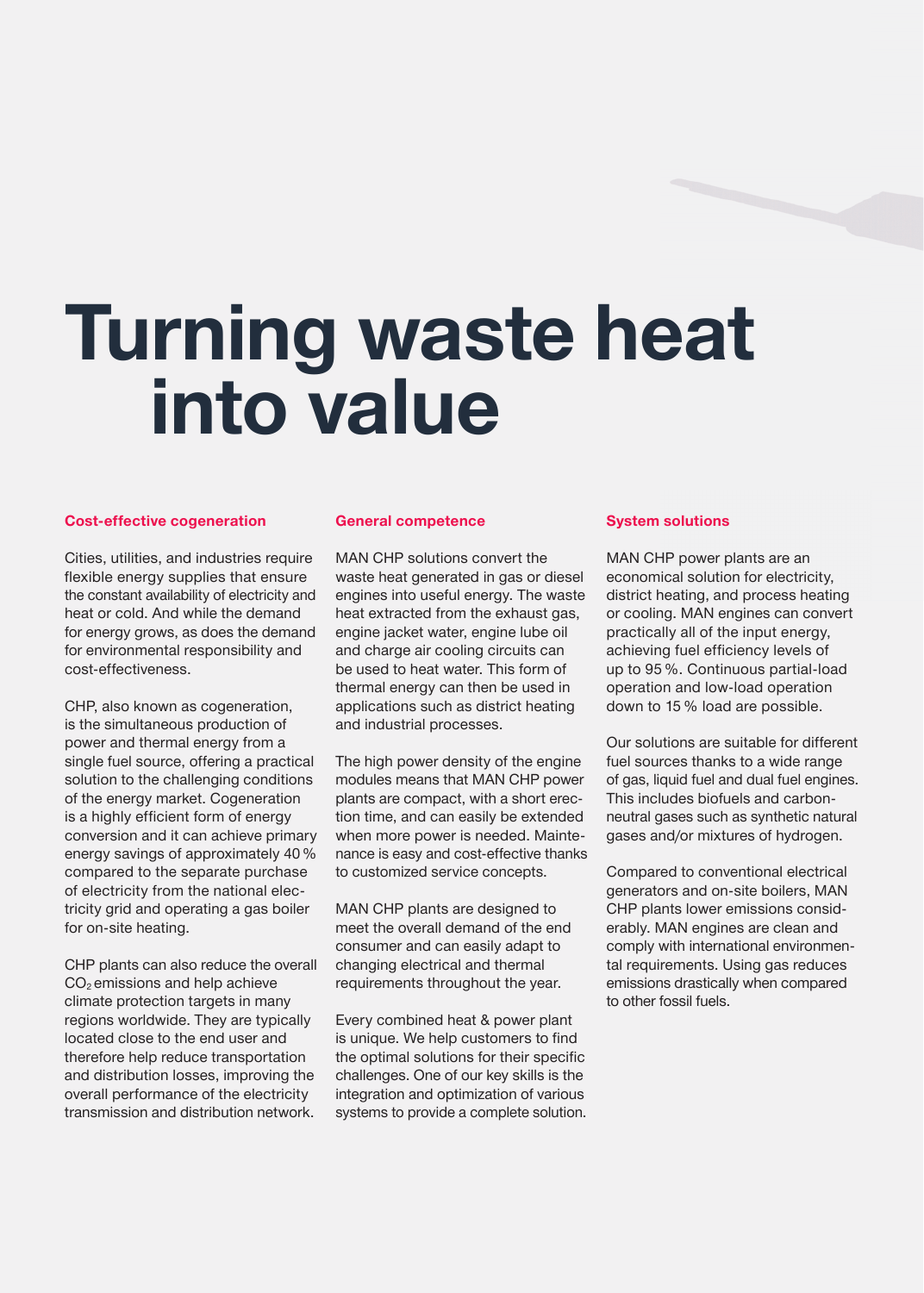# Turning waste heat into value

### Cost-effective cogeneration

Cities, utilities, and industries require flexible energy supplies that ensure the constant availability of electricity and heat or cold. And while the demand for energy grows, as does the demand for environmental responsibility and cost-effectiveness.

CHP, also known as cogeneration, is the simultaneous production of power and thermal energy from a single fuel source, offering a practical solution to the challenging conditions of the energy market. Cogeneration is a highly efficient form of energy conversion and it can achieve primary energy savings of approximately 40 % compared to the separate purchase of electricity from the national electricity grid and operating a gas boiler for on-site heating.

CHP plants can also reduce the overall $CO_2$ emissions and help achieve climate protection targets in many regions worldwide. They are typically located close to the end user and therefore help reduce transportation and distribution losses, improving the overall performance of the electricity transmission and distribution network.

### General competence

MAN CHP solutions convert the waste heat generated in gas or diesel engines into useful energy. The waste heat extracted from the exhaust gas, engine jacket water, engine lube oil and charge air cooling circuits can be used to heat water. This form of thermal energy can then be used in applications such as district heating and industrial processes.

The high power density of the engine modules means that MAN CHP power plants are compact, with a short erection time, and can easily be extended when more power is needed. Maintenance is easy and cost-effective thanks to customized service concepts.

MAN CHP plants are designed to meet the overall demand of the end consumer and can easily adapt to changing electrical and thermal requirements throughout the year.

Every combined heat & power plant is unique. We help customers to find the optimal solutions for their specific challenges. One of our key skills is the integration and optimization of various systems to provide a complete solution.

### System solutions

MAN CHP power plants are an economical solution for electricity, district heating, and process heating or cooling. MAN engines can convert practically all of the input energy, achieving fuel efficiency levels of up to 95 %. Continuous partial-load operation and low-load operation down to 15 % load are possible.

Our solutions are suitable for different fuel sources thanks to a wide range of gas, liquid fuel and dual fuel engines. This includes biofuels and carbon-neutral gases such as synthetic natural gases and/or mixtures of hydrogen.

Compared to conventional electrical generators and on-site boilers, MAN CHP plants lower emissions considerably. MAN engines are clean and comply with international environmental requirements. Using gas reduces emissions drastically when compared to other fossil fuels.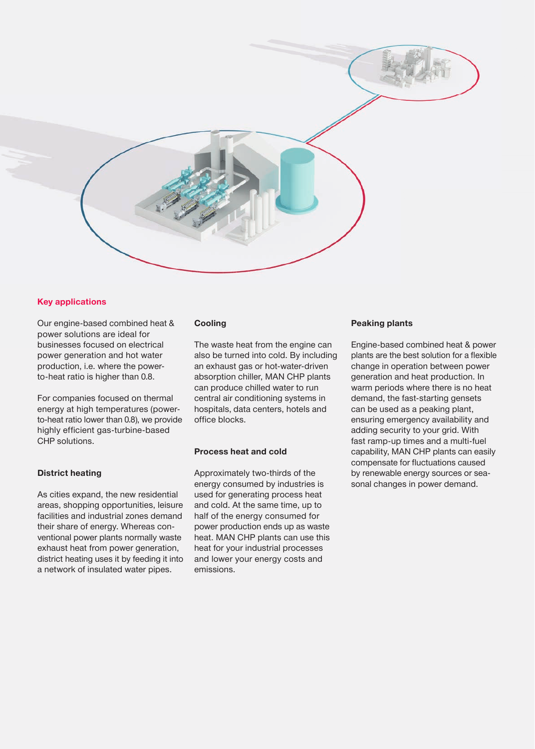## Key applications

Our engine-based combined heat & power solutions are ideal for businesses focused on electrical power generation and hot water production, i.e. where the power-to-heat ratio is higher than 0.8.

For companies focused on thermal energy at high temperatures (power-to-heat ratio lower than 0.8), we provide highly efficient gas-turbine-based CHP solutions.

### District heating

As cities expand, the new residential areas, shopping opportunities, leisure facilities and industrial zones demand their share of energy. Whereas conventional power plants normally waste exhaust heat from power generation, district heating uses it by feeding it into a network of insulated water pipes.

### Cooling

The waste heat from the engine can also be turned into cold. By including an exhaust gas or hot-water-driven absorption chiller, MAN CHP plants can produce chilled water to run central air conditioning systems in hospitals, data centers, hotels and office blocks.

### Process heat and cold

Approximately two-thirds of the energy consumed by industries is used for generating process heat and cold. At the same time, up to half of the energy consumed for power production ends up as waste heat. MAN CHP plants can use this heat for your industrial processes and lower your energy costs and emissions.

### Peaking plants

Engine-based combined heat & power plants are the best solution for a flexible change in operation between power generation and heat production. In warm periods where there is no heat demand, the fast-starting gensets can be used as a peaking plant, ensuring emergency availability and adding security to your grid. With fast ramp-up times and a multi-fuel capability, MAN CHP plants can easily compensate for fluctuations caused by renewable energy sources or seasonal changes in power demand.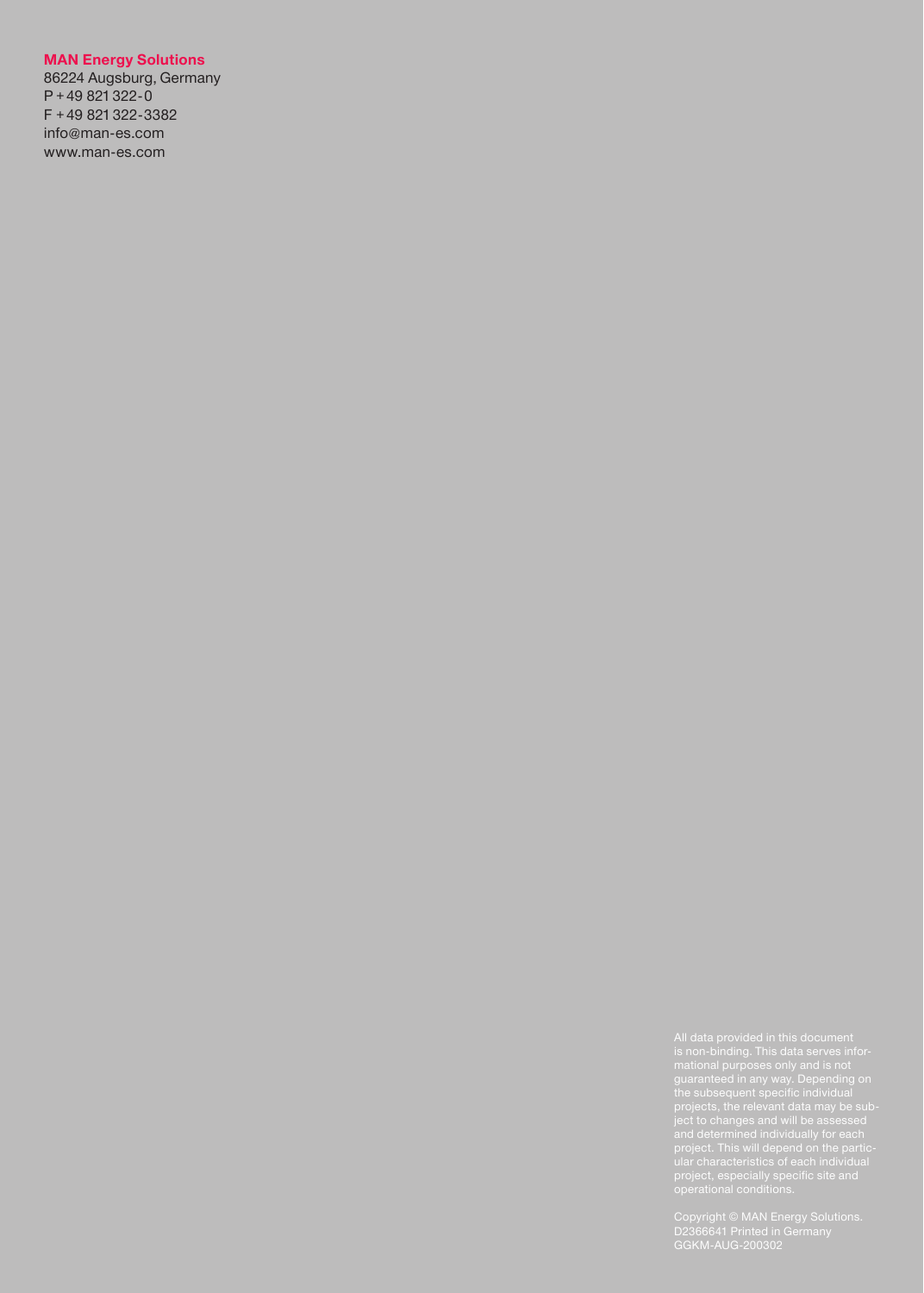**MAN Energy Solutions**
86224 Augsburg, Germany
P + 49 821 322- 0
F + 49 821 322-3382
info@man-es.com
www.man-es.com

All data provided in this document is non-binding. This data serves informational purposes only and is not guaranteed in any way. Depending on the subsequent specific individual projects, the relevant data may be subject to changes and will be assessed and determined individually for each project. This will depend on the particular characteristics of each individual project, especially specific site and operational conditions.

Copyright © MAN Energy Solutions.
D2366641 Printed in Germany
GGKM-AUG-200302